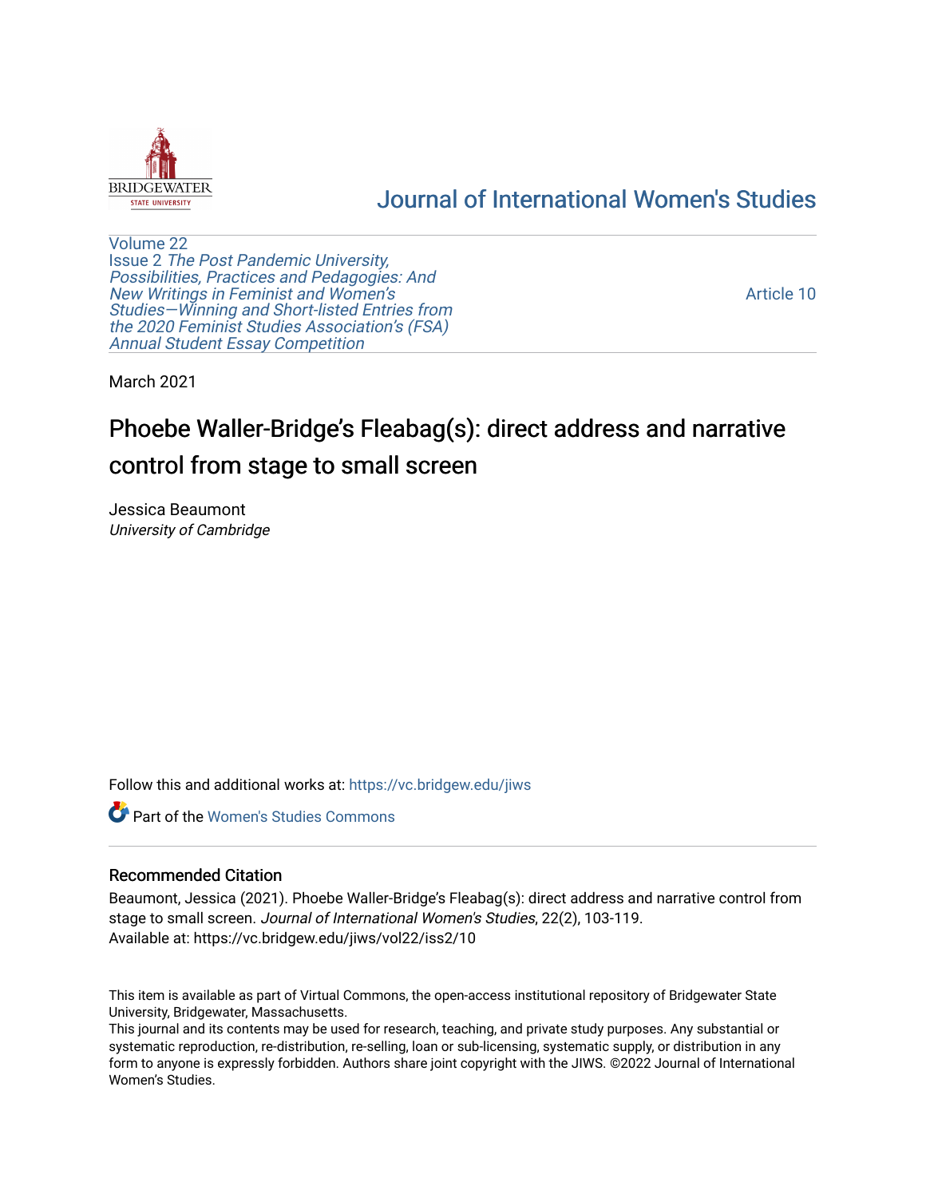Journal of International Women's Studies

Volume 22
Issue 2 *The Post Pandemic University, Possibilities, Practices and Pedagogies: And New Writings in Feminist and Women's Studies—Winning and Short-listed Entries from the 2020 Feminist Studies Association's (FSA) Annual Student Essay Competition*

Article 10

March 2021

# Phoebe Waller-Bridge's Fleabag(s): direct address and narrative control from stage to small screen

Jessica Beaumont
*University of Cambridge*

Follow this and additional works at: https://vc.bridgew.edu/jiws

Part of the Women's Studies Commons

## Recommended Citation

Beaumont, Jessica (2021). Phoebe Waller-Bridge's Fleabag(s): direct address and narrative control from stage to small screen. *Journal of International Women's Studies*, 22(2), 103-119.
Available at: https://vc.bridgew.edu/jiws/vol22/iss2/10

This item is available as part of Virtual Commons, the open-access institutional repository of Bridgewater State University, Bridgewater, Massachusetts.
This journal and its contents may be used for research, teaching, and private study purposes. Any substantial or systematic reproduction, re-distribution, re-selling, loan or sub-licensing, systematic supply, or distribution in any form to anyone is expressly forbidden. Authors share joint copyright with the JIWS. ©2022 Journal of International Women's Studies.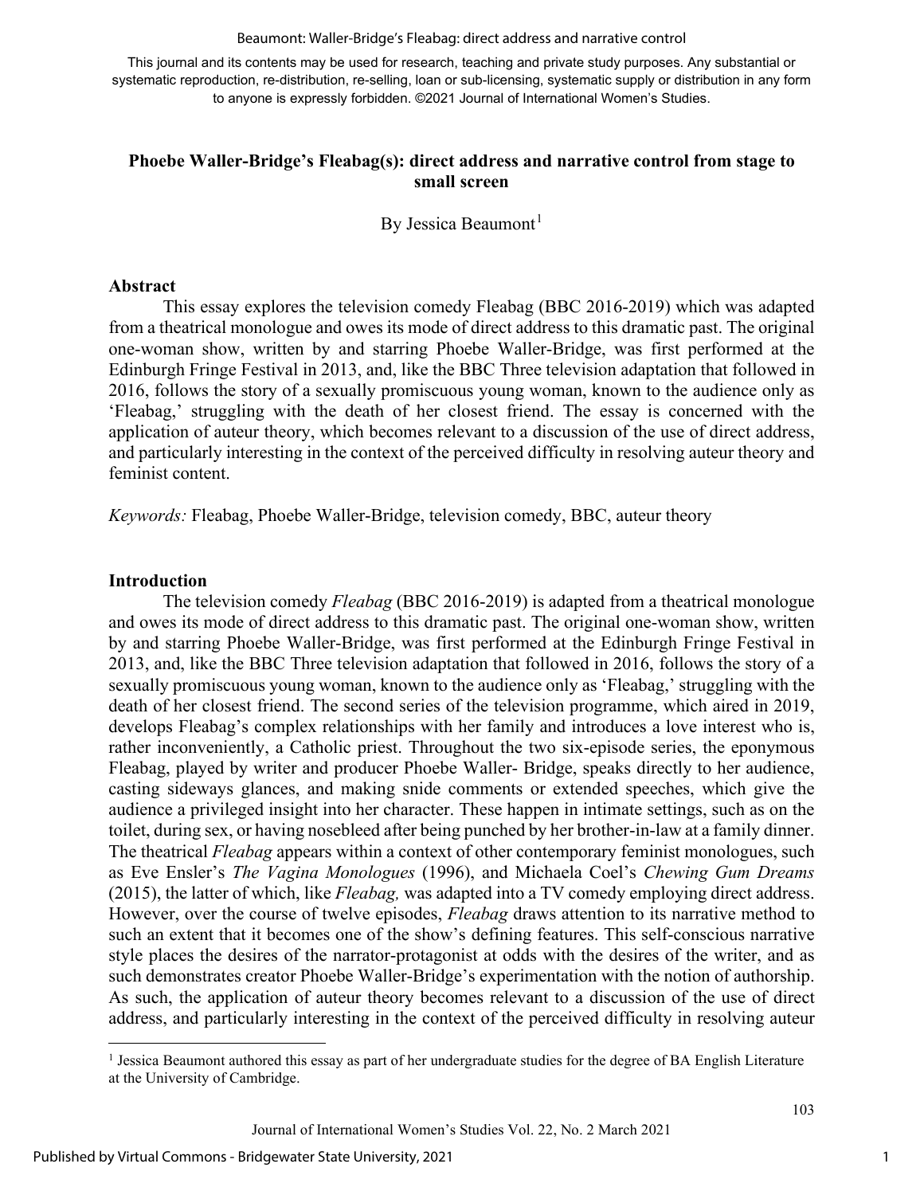# Phoebe Waller-Bridge's Fleabag(s): direct address and narrative control from stage to small screen

By Jessica Beaumont[1]

## Abstract

This essay explores the television comedy Fleabag (BBC 2016-2019) which was adapted from a theatrical monologue and owes its mode of direct address to this dramatic past. The original one-woman show, written by and starring Phoebe Waller-Bridge, was first performed at the Edinburgh Fringe Festival in 2013, and, like the BBC Three television adaptation that followed in 2016, follows the story of a sexually promiscuous young woman, known to the audience only as 'Fleabag,' struggling with the death of her closest friend. The essay is concerned with the application of auteur theory, which becomes relevant to a discussion of the use of direct address, and particularly interesting in the context of the perceived difficulty in resolving auteur theory and feminist content.

*Keywords:* Fleabag, Phoebe Waller-Bridge, television comedy, BBC, auteur theory

## Introduction

The television comedy *Fleabag* (BBC 2016-2019) is adapted from a theatrical monologue and owes its mode of direct address to this dramatic past. The original one-woman show, written by and starring Phoebe Waller-Bridge, was first performed at the Edinburgh Fringe Festival in 2013, and, like the BBC Three television adaptation that followed in 2016, follows the story of a sexually promiscuous young woman, known to the audience only as 'Fleabag,' struggling with the death of her closest friend. The second series of the television programme, which aired in 2019, develops Fleabag's complex relationships with her family and introduces a love interest who is, rather inconveniently, a Catholic priest. Throughout the two six-episode series, the eponymous Fleabag, played by writer and producer Phoebe Waller- Bridge, speaks directly to her audience, casting sideways glances, and making snide comments or extended speeches, which give the audience a privileged insight into her character. These happen in intimate settings, such as on the toilet, during sex, or having nosebleed after being punched by her brother-in-law at a family dinner. The theatrical *Fleabag* appears within a context of other contemporary feminist monologues, such as Eve Ensler's *The Vagina Monologues* (1996), and Michaela Coel's *Chewing Gum Dreams* (2015), the latter of which, like *Fleabag,* was adapted into a TV comedy employing direct address. However, over the course of twelve episodes, *Fleabag* draws attention to its narrative method to such an extent that it becomes one of the show's defining features. This self-conscious narrative style places the desires of the narrator-protagonist at odds with the desires of the writer, and as such demonstrates creator Phoebe Waller-Bridge's experimentation with the notion of authorship. As such, the application of auteur theory becomes relevant to a discussion of the use of direct address, and particularly interesting in the context of the perceived difficulty in resolving auteur

[1] Jessica Beaumont authored this essay as part of her undergraduate studies for the degree of BA English Literature at the University of Cambridge.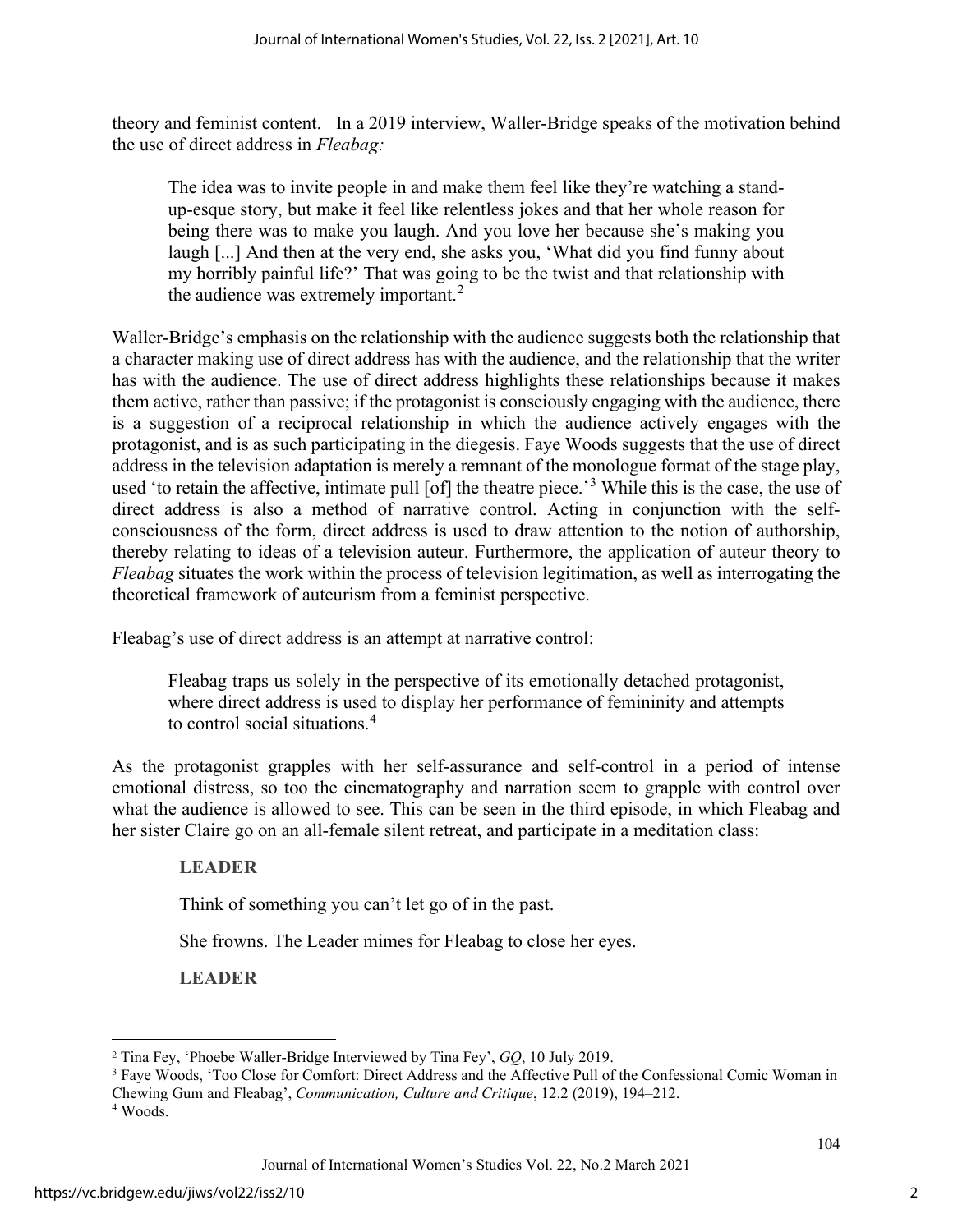theory and feminist content. In a 2019 interview, Waller-Bridge speaks of the motivation behind the use of direct address in *Fleabag:*

> The idea was to invite people in and make them feel like they're watching a stand-up-esque story, but make it feel like relentless jokes and that her whole reason for being there was to make you laugh. And you love her because she's making you laugh [...] And then at the very end, she asks you, 'What did you find funny about my horribly painful life?' That was going to be the twist and that relationship with the audience was extremely important.[2]

Waller-Bridge's emphasis on the relationship with the audience suggests both the relationship that a character making use of direct address has with the audience, and the relationship that the writer has with the audience. The use of direct address highlights these relationships because it makes them active, rather than passive; if the protagonist is consciously engaging with the audience, there is a suggestion of a reciprocal relationship in which the audience actively engages with the protagonist, and is as such participating in the diegesis. Faye Woods suggests that the use of direct address in the television adaptation is merely a remnant of the monologue format of the stage play, used 'to retain the affective, intimate pull [of] the theatre piece.'[3] While this is the case, the use of direct address is also a method of narrative control. Acting in conjunction with the self-consciousness of the form, direct address is used to draw attention to the notion of authorship, thereby relating to ideas of a television auteur. Furthermore, the application of auteur theory to *Fleabag* situates the work within the process of television legitimation, as well as interrogating the theoretical framework of auteurism from a feminist perspective.

Fleabag's use of direct address is an attempt at narrative control:

> Fleabag traps us solely in the perspective of its emotionally detached protagonist, where direct address is used to display her performance of femininity and attempts to control social situations.[4]

As the protagonist grapples with her self-assurance and self-control in a period of intense emotional distress, so too the cinematography and narration seem to grapple with control over what the audience is allowed to see. This can be seen in the third episode, in which Fleabag and her sister Claire go on an all-female silent retreat, and participate in a meditation class:

> **LEADER**
>
> Think of something you can't let go of in the past.
>
> She frowns. The Leader mimes for Fleabag to close her eyes.
>
> **LEADER**

---

[2] Tina Fey, 'Phoebe Waller-Bridge Interviewed by Tina Fey', *GQ*, 10 July 2019.

[3] Faye Woods, 'Too Close for Comfort: Direct Address and the Affective Pull of the Confessional Comic Woman in Chewing Gum and Fleabag', *Communication, Culture and Critique*, 12.2 (2019), 194–212.

[4] Woods.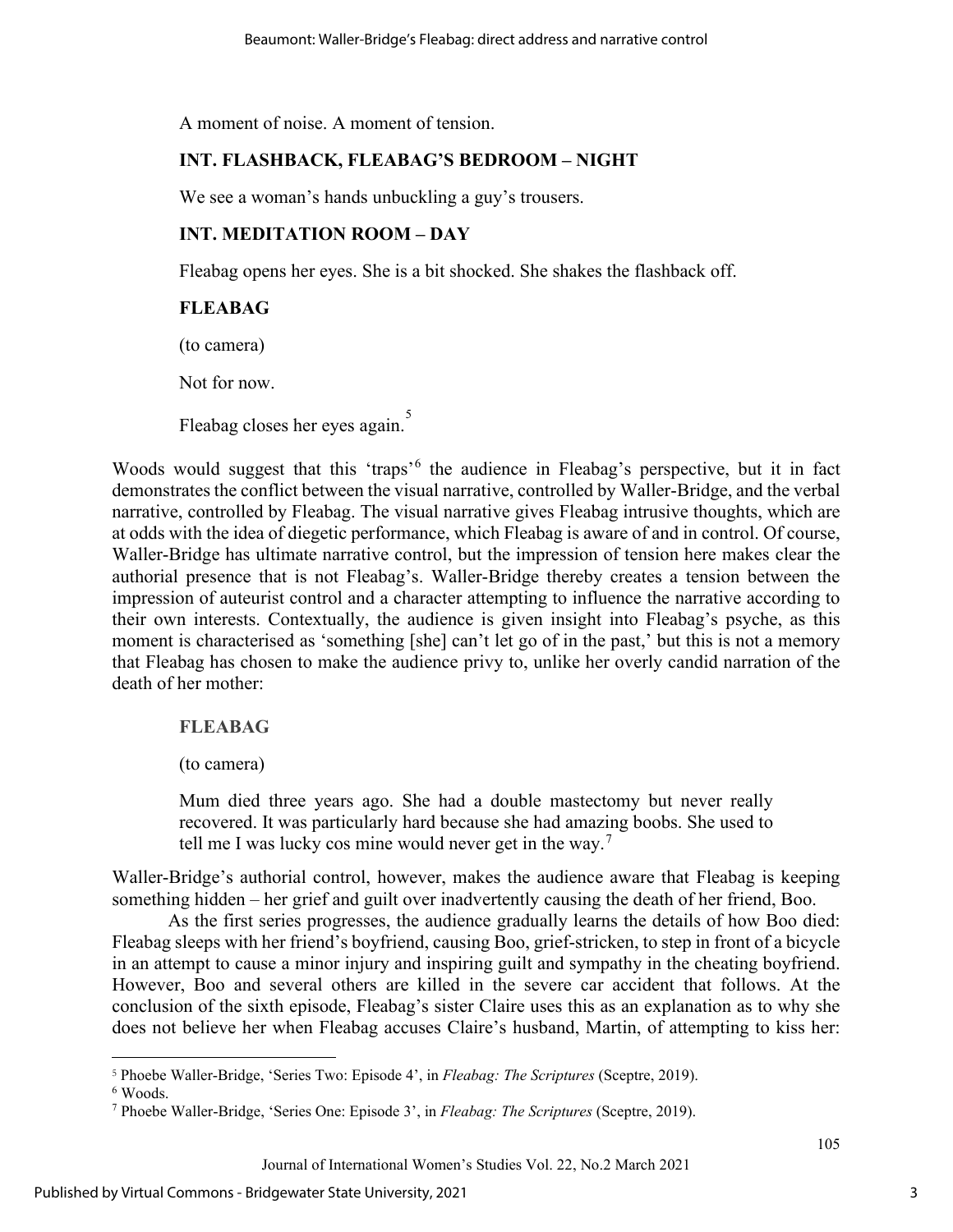A moment of noise. A moment of tension.

**INT. FLASHBACK, FLEABAG'S BEDROOM – NIGHT**

We see a woman's hands unbuckling a guy's trousers.

**INT. MEDITATION ROOM – DAY**

Fleabag opens her eyes. She is a bit shocked. She shakes the flashback off.

**FLEABAG**

(to camera)

Not for now.

Fleabag closes her eyes again.[5]

Woods would suggest that this 'traps'[6] the audience in Fleabag's perspective, but it in fact demonstrates the conflict between the visual narrative, controlled by Waller-Bridge, and the verbal narrative, controlled by Fleabag. The visual narrative gives Fleabag intrusive thoughts, which are at odds with the idea of diegetic performance, which Fleabag is aware of and in control. Of course, Waller-Bridge has ultimate narrative control, but the impression of tension here makes clear the authorial presence that is not Fleabag's. Waller-Bridge thereby creates a tension between the impression of auteurist control and a character attempting to influence the narrative according to their own interests. Contextually, the audience is given insight into Fleabag's psyche, as this moment is characterised as 'something [she] can't let go of in the past,' but this is not a memory that Fleabag has chosen to make the audience privy to, unlike her overly candid narration of the death of her mother:

**FLEABAG**

(to camera)

Mum died three years ago. She had a double mastectomy but never really recovered. It was particularly hard because she had amazing boobs. She used to tell me I was lucky cos mine would never get in the way.[7]

Waller-Bridge's authorial control, however, makes the audience aware that Fleabag is keeping something hidden – her grief and guilt over inadvertently causing the death of her friend, Boo.

As the first series progresses, the audience gradually learns the details of how Boo died: Fleabag sleeps with her friend's boyfriend, causing Boo, grief-stricken, to step in front of a bicycle in an attempt to cause a minor injury and inspiring guilt and sympathy in the cheating boyfriend. However, Boo and several others are killed in the severe car accident that follows. At the conclusion of the sixth episode, Fleabag's sister Claire uses this as an explanation as to why she does not believe her when Fleabag accuses Claire's husband, Martin, of attempting to kiss her:

---

[5] Phoebe Waller-Bridge, 'Series Two: Episode 4', in *Fleabag: The Scriptures* (Sceptre, 2019).

[6] Woods.

[7] Phoebe Waller-Bridge, 'Series One: Episode 3', in *Fleabag: The Scriptures* (Sceptre, 2019).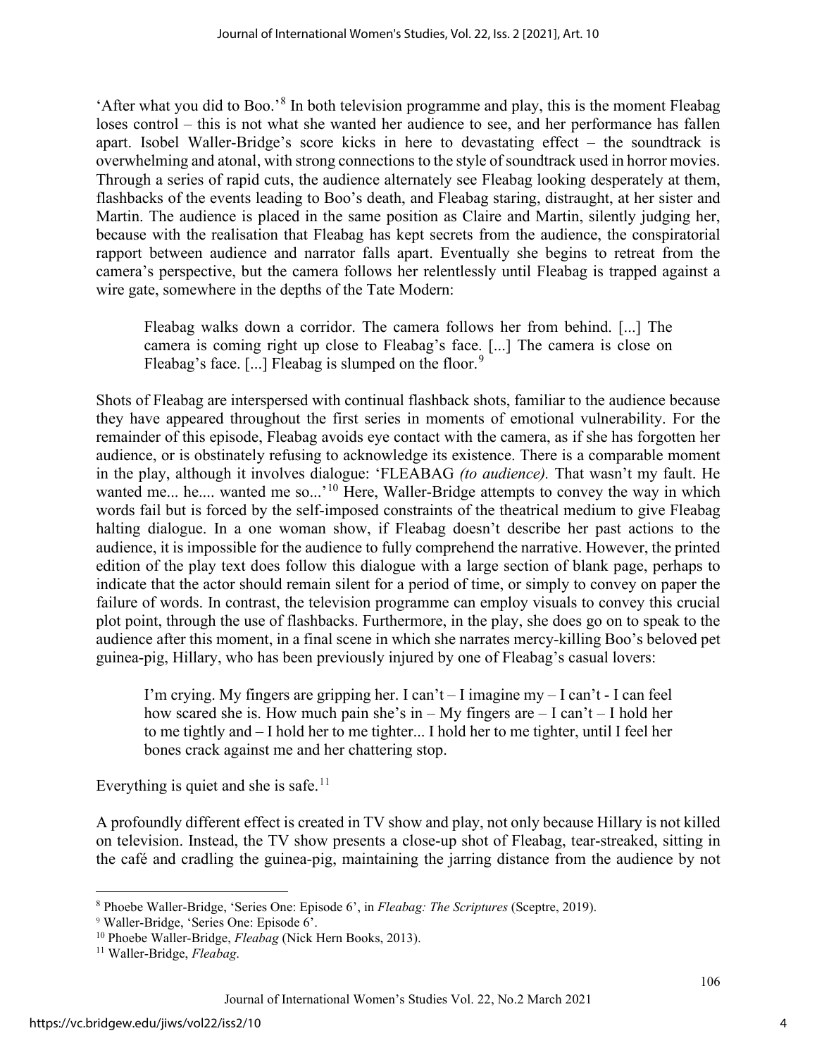'After what you did to Boo.'[8] In both television programme and play, this is the moment Fleabag loses control – this is not what she wanted her audience to see, and her performance has fallen apart. Isobel Waller-Bridge's score kicks in here to devastating effect – the soundtrack is overwhelming and atonal, with strong connections to the style of soundtrack used in horror movies. Through a series of rapid cuts, the audience alternately see Fleabag looking desperately at them, flashbacks of the events leading to Boo's death, and Fleabag staring, distraught, at her sister and Martin. The audience is placed in the same position as Claire and Martin, silently judging her, because with the realisation that Fleabag has kept secrets from the audience, the conspiratorial rapport between audience and narrator falls apart. Eventually she begins to retreat from the camera's perspective, but the camera follows her relentlessly until Fleabag is trapped against a wire gate, somewhere in the depths of the Tate Modern:

> Fleabag walks down a corridor. The camera follows her from behind. [...] The camera is coming right up close to Fleabag's face. [...] The camera is close on Fleabag's face. [...] Fleabag is slumped on the floor.[9]

Shots of Fleabag are interspersed with continual flashback shots, familiar to the audience because they have appeared throughout the first series in moments of emotional vulnerability. For the remainder of this episode, Fleabag avoids eye contact with the camera, as if she has forgotten her audience, or is obstinately refusing to acknowledge its existence. There is a comparable moment in the play, although it involves dialogue: 'FLEABAG *(to audience).* That wasn't my fault. He wanted me... he.... wanted me so...'[10] Here, Waller-Bridge attempts to convey the way in which words fail but is forced by the self-imposed constraints of the theatrical medium to give Fleabag halting dialogue. In a one woman show, if Fleabag doesn't describe her past actions to the audience, it is impossible for the audience to fully comprehend the narrative. However, the printed edition of the play text does follow this dialogue with a large section of blank page, perhaps to indicate that the actor should remain silent for a period of time, or simply to convey on paper the failure of words. In contrast, the television programme can employ visuals to convey this crucial plot point, through the use of flashbacks. Furthermore, in the play, she does go on to speak to the audience after this moment, in a final scene in which she narrates mercy-killing Boo's beloved pet guinea-pig, Hillary, who has been previously injured by one of Fleabag's casual lovers:

> I'm crying. My fingers are gripping her. I can't – I imagine my – I can't - I can feel how scared she is. How much pain she's in – My fingers are – I can't – I hold her to me tightly and – I hold her to me tighter... I hold her to me tighter, until I feel her bones crack against me and her chattering stop.

Everything is quiet and she is safe.[11]

A profoundly different effect is created in TV show and play, not only because Hillary is not killed on television. Instead, the TV show presents a close-up shot of Fleabag, tear-streaked, sitting in the café and cradling the guinea-pig, maintaining the jarring distance from the audience by not

---

[8] Phoebe Waller-Bridge, 'Series One: Episode 6', in *Fleabag: The Scriptures* (Sceptre, 2019).

[9] Waller-Bridge, 'Series One: Episode 6'.

[10] Phoebe Waller-Bridge, *Fleabag* (Nick Hern Books, 2013).

[11] Waller-Bridge, *Fleabag*.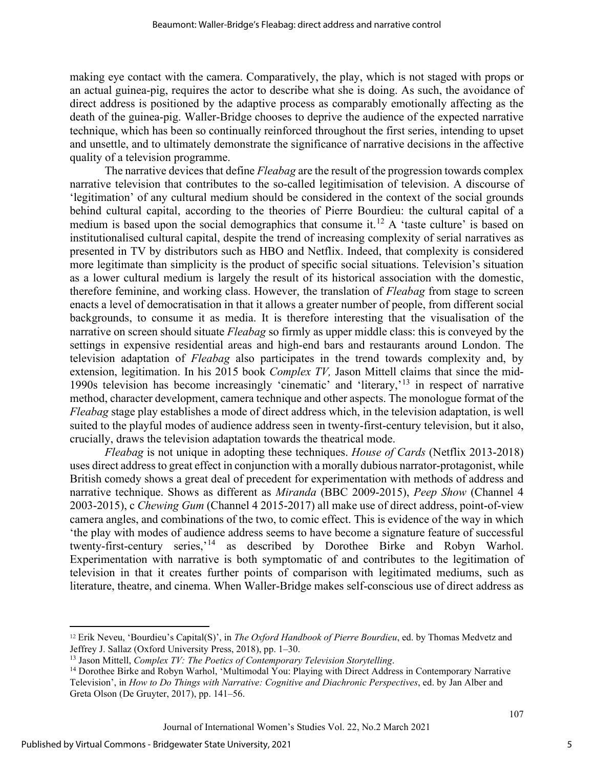making eye contact with the camera. Comparatively, the play, which is not staged with props or an actual guinea-pig, requires the actor to describe what she is doing. As such, the avoidance of direct address is positioned by the adaptive process as comparably emotionally affecting as the death of the guinea-pig. Waller-Bridge chooses to deprive the audience of the expected narrative technique, which has been so continually reinforced throughout the first series, intending to upset and unsettle, and to ultimately demonstrate the significance of narrative decisions in the affective quality of a television programme.

The narrative devices that define *Fleabag* are the result of the progression towards complex narrative television that contributes to the so-called legitimisation of television. A discourse of 'legitimation' of any cultural medium should be considered in the context of the social grounds behind cultural capital, according to the theories of Pierre Bourdieu: the cultural capital of a medium is based upon the social demographics that consume it.[12] A 'taste culture' is based on institutionalised cultural capital, despite the trend of increasing complexity of serial narratives as presented in TV by distributors such as HBO and Netflix. Indeed, that complexity is considered more legitimate than simplicity is the product of specific social situations. Television's situation as a lower cultural medium is largely the result of its historical association with the domestic, therefore feminine, and working class. However, the translation of *Fleabag* from stage to screen enacts a level of democratisation in that it allows a greater number of people, from different social backgrounds, to consume it as media. It is therefore interesting that the visualisation of the narrative on screen should situate *Fleabag* so firmly as upper middle class: this is conveyed by the settings in expensive residential areas and high-end bars and restaurants around London. The television adaptation of *Fleabag* also participates in the trend towards complexity and, by extension, legitimation. In his 2015 book *Complex TV,* Jason Mittell claims that since the mid-1990s television has become increasingly 'cinematic' and 'literary,'[13] in respect of narrative method, character development, camera technique and other aspects. The monologue format of the *Fleabag* stage play establishes a mode of direct address which, in the television adaptation, is well suited to the playful modes of audience address seen in twenty-first-century television, but it also, crucially, draws the television adaptation towards the theatrical mode.

*Fleabag* is not unique in adopting these techniques. *House of Cards* (Netflix 2013-2018) uses direct address to great effect in conjunction with a morally dubious narrator-protagonist, while British comedy shows a great deal of precedent for experimentation with methods of address and narrative technique. Shows as different as *Miranda* (BBC 2009-2015), *Peep Show* (Channel 4 2003-2015), c *Chewing Gum* (Channel 4 2015-2017) all make use of direct address, point-of-view camera angles, and combinations of the two, to comic effect. This is evidence of the way in which 'the play with modes of audience address seems to have become a signature feature of successful twenty-first-century series,'[14] as described by Dorothee Birke and Robyn Warhol. Experimentation with narrative is both symptomatic of and contributes to the legitimation of television in that it creates further points of comparison with legitimated mediums, such as literature, theatre, and cinema. When Waller-Bridge makes self-conscious use of direct address as

---

[12] Erik Neveu, 'Bourdieu's Capital(S)', in *The Oxford Handbook of Pierre Bourdieu*, ed. by Thomas Medvetz and Jeffrey J. Sallaz (Oxford University Press, 2018), pp. 1–30.

[13] Jason Mittell, *Complex TV: The Poetics of Contemporary Television Storytelling*.

[14] Dorothee Birke and Robyn Warhol, 'Multimodal You: Playing with Direct Address in Contemporary Narrative Television', in *How to Do Things with Narrative: Cognitive and Diachronic Perspectives*, ed. by Jan Alber and Greta Olson (De Gruyter, 2017), pp. 141–56.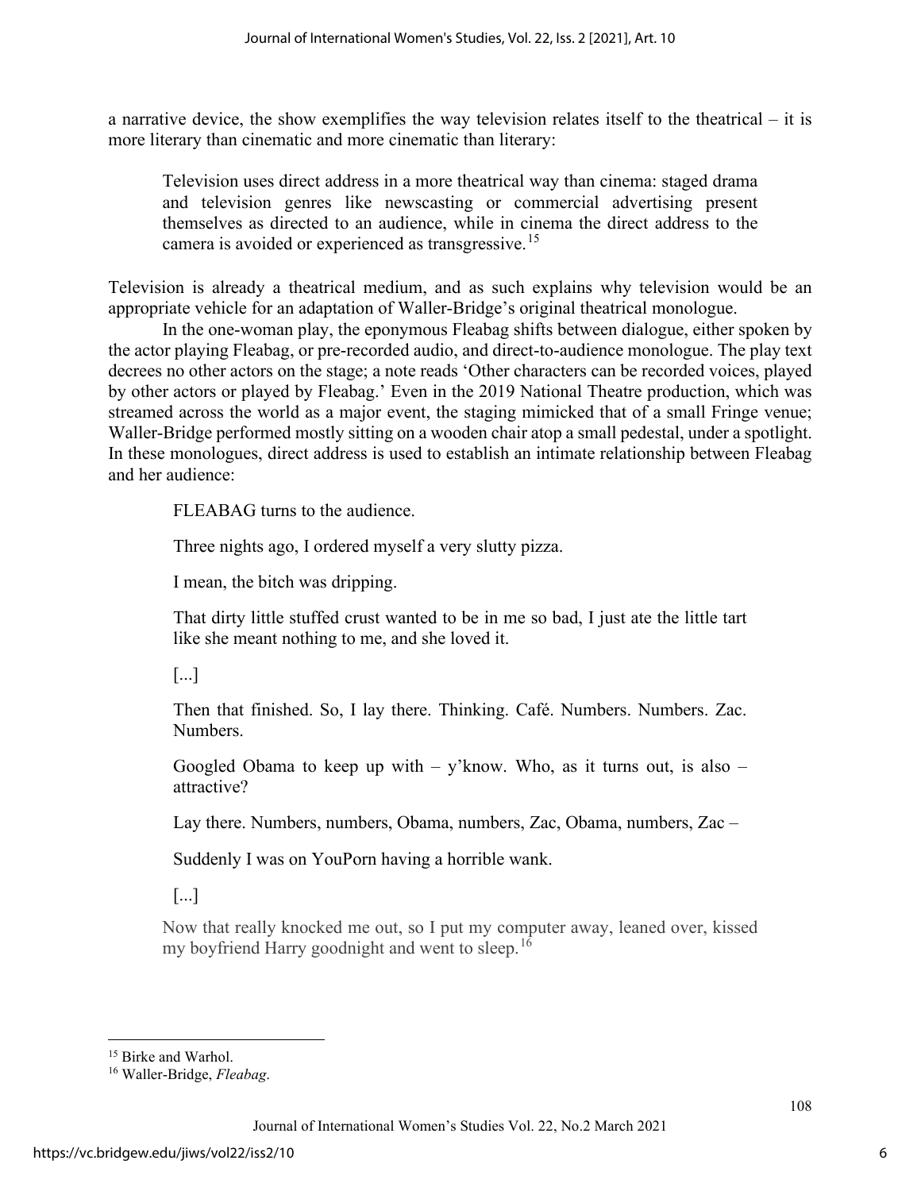a narrative device, the show exemplifies the way television relates itself to the theatrical – it is more literary than cinematic and more cinematic than literary:

> Television uses direct address in a more theatrical way than cinema: staged drama and television genres like newscasting or commercial advertising present themselves as directed to an audience, while in cinema the direct address to the camera is avoided or experienced as transgressive.[15]

Television is already a theatrical medium, and as such explains why television would be an appropriate vehicle for an adaptation of Waller-Bridge's original theatrical monologue.

In the one-woman play, the eponymous Fleabag shifts between dialogue, either spoken by the actor playing Fleabag, or pre-recorded audio, and direct-to-audience monologue. The play text decrees no other actors on the stage; a note reads 'Other characters can be recorded voices, played by other actors or played by Fleabag.' Even in the 2019 National Theatre production, which was streamed across the world as a major event, the staging mimicked that of a small Fringe venue; Waller-Bridge performed mostly sitting on a wooden chair atop a small pedestal, under a spotlight. In these monologues, direct address is used to establish an intimate relationship between Fleabag and her audience:

> FLEABAG turns to the audience.
>
> Three nights ago, I ordered myself a very slutty pizza.
>
> I mean, the bitch was dripping.
>
> That dirty little stuffed crust wanted to be in me so bad, I just ate the little tart like she meant nothing to me, and she loved it.
>
> [...]
>
> Then that finished. So, I lay there. Thinking. Café. Numbers. Numbers. Zac. Numbers.
>
> Googled Obama to keep up with – y'know. Who, as it turns out, is also – attractive?
>
> Lay there. Numbers, numbers, Obama, numbers, Zac, Obama, numbers, Zac –
>
> Suddenly I was on YouPorn having a horrible wank.
>
> [...]
>
> Now that really knocked me out, so I put my computer away, leaned over, kissed my boyfriend Harry goodnight and went to sleep.[16]

---

[15] Birke and Warhol.

[16] Waller-Bridge, *Fleabag*.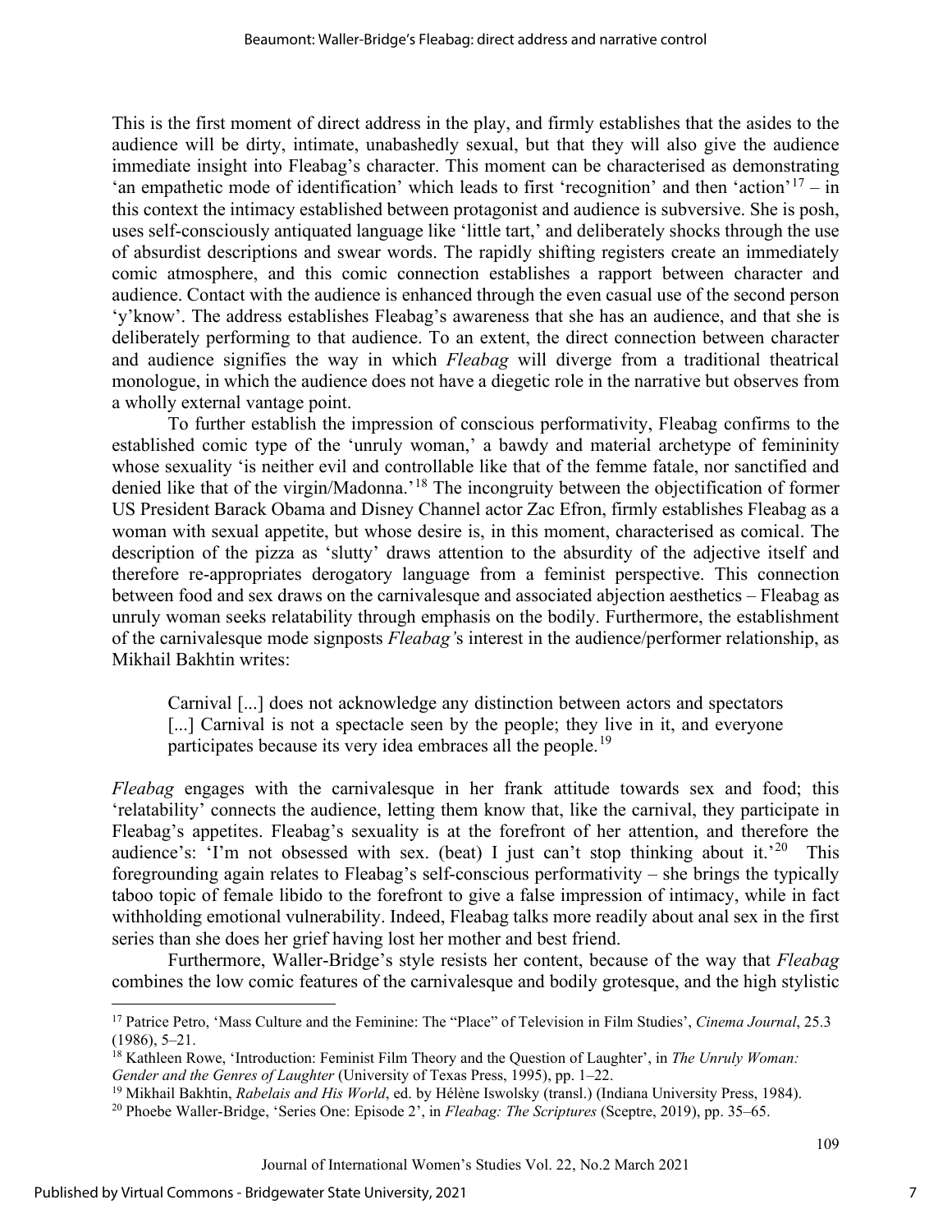This is the first moment of direct address in the play, and firmly establishes that the asides to the audience will be dirty, intimate, unabashedly sexual, but that they will also give the audience immediate insight into Fleabag's character. This moment can be characterised as demonstrating 'an empathetic mode of identification' which leads to first 'recognition' and then 'action'[17] – in this context the intimacy established between protagonist and audience is subversive. She is posh, uses self-consciously antiquated language like 'little tart,' and deliberately shocks through the use of absurdist descriptions and swear words. The rapidly shifting registers create an immediately comic atmosphere, and this comic connection establishes a rapport between character and audience. Contact with the audience is enhanced through the even casual use of the second person 'y'know'. The address establishes Fleabag's awareness that she has an audience, and that she is deliberately performing to that audience. To an extent, the direct connection between character and audience signifies the way in which *Fleabag* will diverge from a traditional theatrical monologue, in which the audience does not have a diegetic role in the narrative but observes from a wholly external vantage point.

To further establish the impression of conscious performativity, Fleabag confirms to the established comic type of the 'unruly woman,' a bawdy and material archetype of femininity whose sexuality 'is neither evil and controllable like that of the femme fatale, nor sanctified and denied like that of the virgin/Madonna.'[18] The incongruity between the objectification of former US President Barack Obama and Disney Channel actor Zac Efron, firmly establishes Fleabag as a woman with sexual appetite, but whose desire is, in this moment, characterised as comical. The description of the pizza as 'slutty' draws attention to the absurdity of the adjective itself and therefore re-appropriates derogatory language from a feminist perspective. This connection between food and sex draws on the carnivalesque and associated abjection aesthetics – Fleabag as unruly woman seeks relatability through emphasis on the bodily. Furthermore, the establishment of the carnivalesque mode signposts *Fleabag*'s interest in the audience/performer relationship, as Mikhail Bakhtin writes:

> Carnival [...] does not acknowledge any distinction between actors and spectators [...] Carnival is not a spectacle seen by the people; they live in it, and everyone participates because its very idea embraces all the people.[19]

*Fleabag* engages with the carnivalesque in her frank attitude towards sex and food; this 'relatability' connects the audience, letting them know that, like the carnival, they participate in Fleabag's appetites. Fleabag's sexuality is at the forefront of her attention, and therefore the audience's: 'I'm not obsessed with sex. (beat) I just can't stop thinking about it.'[20] This foregrounding again relates to Fleabag's self-conscious performativity – she brings the typically taboo topic of female libido to the forefront to give a false impression of intimacy, while in fact withholding emotional vulnerability. Indeed, Fleabag talks more readily about anal sex in the first series than she does her grief having lost her mother and best friend.

Furthermore, Waller-Bridge's style resists her content, because of the way that *Fleabag* combines the low comic features of the carnivalesque and bodily grotesque, and the high stylistic

---

[17] Patrice Petro, 'Mass Culture and the Feminine: The "Place" of Television in Film Studies', *Cinema Journal*, 25.3 (1986), 5–21.

[18] Kathleen Rowe, 'Introduction: Feminist Film Theory and the Question of Laughter', in *The Unruly Woman: Gender and the Genres of Laughter* (University of Texas Press, 1995), pp. 1–22.

[19] Mikhail Bakhtin, *Rabelais and His World*, ed. by Hélène Iswolsky (transl.) (Indiana University Press, 1984).

[20] Phoebe Waller-Bridge, 'Series One: Episode 2', in *Fleabag: The Scriptures* (Sceptre, 2019), pp. 35–65.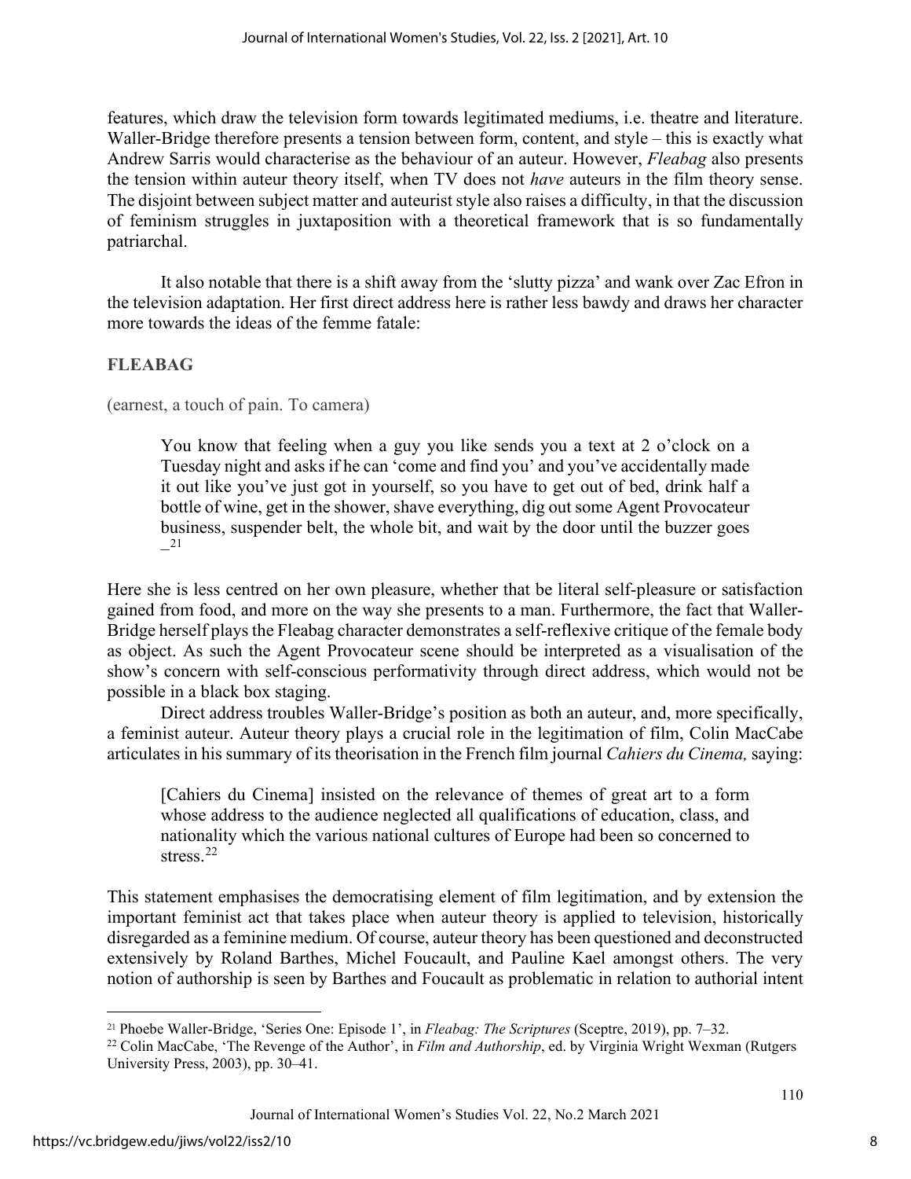features, which draw the television form towards legitimated mediums, i.e. theatre and literature. Waller-Bridge therefore presents a tension between form, content, and style – this is exactly what Andrew Sarris would characterise as the behaviour of an auteur. However, *Fleabag* also presents the tension within auteur theory itself, when TV does not *have* auteurs in the film theory sense. The disjoint between subject matter and auteurist style also raises a difficulty, in that the discussion of feminism struggles in juxtaposition with a theoretical framework that is so fundamentally patriarchal.

It also notable that there is a shift away from the 'slutty pizza' and wank over Zac Efron in the television adaptation. Her first direct address here is rather less bawdy and draws her character more towards the ideas of the femme fatale:

**FLEABAG**

(earnest, a touch of pain. To camera)

> You know that feeling when a guy you like sends you a text at 2 o'clock on a Tuesday night and asks if he can 'come and find you' and you've accidentally made it out like you've just got in yourself, so you have to get out of bed, drink half a bottle of wine, get in the shower, shave everything, dig out some Agent Provocateur business, suspender belt, the whole bit, and wait by the door until the buzzer goes _[21]

Here she is less centred on her own pleasure, whether that be literal self-pleasure or satisfaction gained from food, and more on the way she presents to a man. Furthermore, the fact that Waller-Bridge herself plays the Fleabag character demonstrates a self-reflexive critique of the female body as object. As such the Agent Provocateur scene should be interpreted as a visualisation of the show's concern with self-conscious performativity through direct address, which would not be possible in a black box staging.

Direct address troubles Waller-Bridge's position as both an auteur, and, more specifically, a feminist auteur. Auteur theory plays a crucial role in the legitimation of film, Colin MacCabe articulates in his summary of its theorisation in the French film journal *Cahiers du Cinema,* saying:

> [Cahiers du Cinema] insisted on the relevance of themes of great art to a form whose address to the audience neglected all qualifications of education, class, and nationality which the various national cultures of Europe had been so concerned to stress.[22]

This statement emphasises the democratising element of film legitimation, and by extension the important feminist act that takes place when auteur theory is applied to television, historically disregarded as a feminine medium. Of course, auteur theory has been questioned and deconstructed extensively by Roland Barthes, Michel Foucault, and Pauline Kael amongst others. The very notion of authorship is seen by Barthes and Foucault as problematic in relation to authorial intent

---

[21] Phoebe Waller-Bridge, 'Series One: Episode 1', in *Fleabag: The Scriptures* (Sceptre, 2019), pp. 7–32.

[22] Colin MacCabe, 'The Revenge of the Author', in *Film and Authorship*, ed. by Virginia Wright Wexman (Rutgers University Press, 2003), pp. 30–41.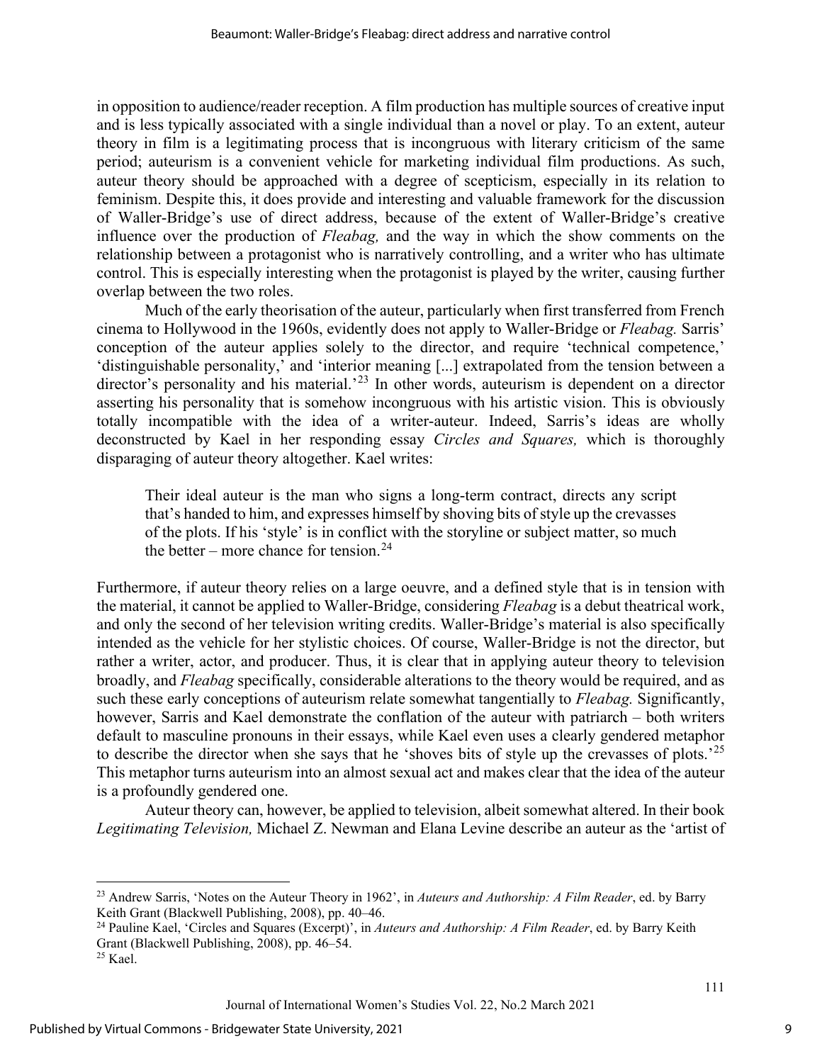in opposition to audience/reader reception. A film production has multiple sources of creative input and is less typically associated with a single individual than a novel or play. To an extent, auteur theory in film is a legitimating process that is incongruous with literary criticism of the same period; auteurism is a convenient vehicle for marketing individual film productions. As such, auteur theory should be approached with a degree of scepticism, especially in its relation to feminism. Despite this, it does provide and interesting and valuable framework for the discussion of Waller-Bridge's use of direct address, because of the extent of Waller-Bridge's creative influence over the production of *Fleabag,* and the way in which the show comments on the relationship between a protagonist who is narratively controlling, and a writer who has ultimate control. This is especially interesting when the protagonist is played by the writer, causing further overlap between the two roles.

Much of the early theorisation of the auteur, particularly when first transferred from French cinema to Hollywood in the 1960s, evidently does not apply to Waller-Bridge or *Fleabag.* Sarris' conception of the auteur applies solely to the director, and require 'technical competence,' 'distinguishable personality,' and 'interior meaning [...] extrapolated from the tension between a director's personality and his material.'[23] In other words, auteurism is dependent on a director asserting his personality that is somehow incongruous with his artistic vision. This is obviously totally incompatible with the idea of a writer-auteur. Indeed, Sarris's ideas are wholly deconstructed by Kael in her responding essay *Circles and Squares,* which is thoroughly disparaging of auteur theory altogether. Kael writes:

> Their ideal auteur is the man who signs a long-term contract, directs any script that's handed to him, and expresses himself by shoving bits of style up the crevasses of the plots. If his 'style' is in conflict with the storyline or subject matter, so much the better – more chance for tension.[24]

Furthermore, if auteur theory relies on a large oeuvre, and a defined style that is in tension with the material, it cannot be applied to Waller-Bridge, considering *Fleabag* is a debut theatrical work, and only the second of her television writing credits. Waller-Bridge's material is also specifically intended as the vehicle for her stylistic choices. Of course, Waller-Bridge is not the director, but rather a writer, actor, and producer. Thus, it is clear that in applying auteur theory to television broadly, and *Fleabag* specifically, considerable alterations to the theory would be required, and as such these early conceptions of auteurism relate somewhat tangentially to *Fleabag.* Significantly, however, Sarris and Kael demonstrate the conflation of the auteur with patriarch – both writers default to masculine pronouns in their essays, while Kael even uses a clearly gendered metaphor to describe the director when she says that he 'shoves bits of style up the crevasses of plots.'[25] This metaphor turns auteurism into an almost sexual act and makes clear that the idea of the auteur is a profoundly gendered one.

Auteur theory can, however, be applied to television, albeit somewhat altered. In their book *Legitimating Television,* Michael Z. Newman and Elana Levine describe an auteur as the 'artist of

---

[23] Andrew Sarris, 'Notes on the Auteur Theory in 1962', in *Auteurs and Authorship: A Film Reader*, ed. by Barry Keith Grant (Blackwell Publishing, 2008), pp. 40–46.

[24] Pauline Kael, 'Circles and Squares (Excerpt)', in *Auteurs and Authorship: A Film Reader*, ed. by Barry Keith Grant (Blackwell Publishing, 2008), pp. 46–54.

[25] Kael.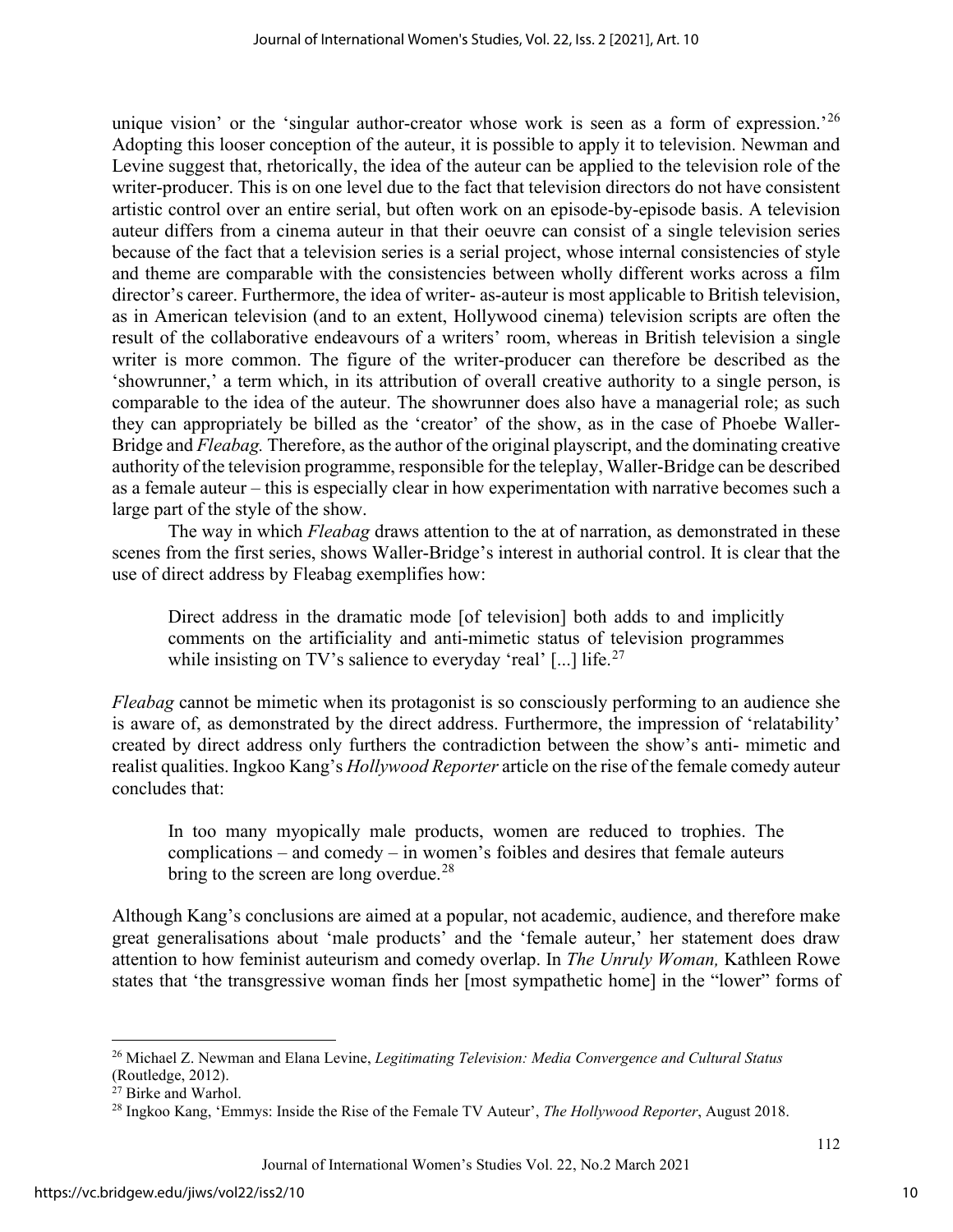unique vision' or the 'singular author-creator whose work is seen as a form of expression.'[26] Adopting this looser conception of the auteur, it is possible to apply it to television. Newman and Levine suggest that, rhetorically, the idea of the auteur can be applied to the television role of the writer-producer. This is on one level due to the fact that television directors do not have consistent artistic control over an entire serial, but often work on an episode-by-episode basis. A television auteur differs from a cinema auteur in that their oeuvre can consist of a single television series because of the fact that a television series is a serial project, whose internal consistencies of style and theme are comparable with the consistencies between wholly different works across a film director's career. Furthermore, the idea of writer- as-auteur is most applicable to British television, as in American television (and to an extent, Hollywood cinema) television scripts are often the result of the collaborative endeavours of a writers' room, whereas in British television a single writer is more common. The figure of the writer-producer can therefore be described as the 'showrunner,' a term which, in its attribution of overall creative authority to a single person, is comparable to the idea of the auteur. The showrunner does also have a managerial role; as such they can appropriately be billed as the 'creator' of the show, as in the case of Phoebe Waller-Bridge and *Fleabag.* Therefore, as the author of the original playscript, and the dominating creative authority of the television programme, responsible for the teleplay, Waller-Bridge can be described as a female auteur – this is especially clear in how experimentation with narrative becomes such a large part of the style of the show.

The way in which *Fleabag* draws attention to the at of narration, as demonstrated in these scenes from the first series, shows Waller-Bridge's interest in authorial control. It is clear that the use of direct address by Fleabag exemplifies how:

> Direct address in the dramatic mode [of television] both adds to and implicitly comments on the artificiality and anti-mimetic status of television programmes while insisting on TV's salience to everyday 'real' [...] life.[27]

*Fleabag* cannot be mimetic when its protagonist is so consciously performing to an audience she is aware of, as demonstrated by the direct address. Furthermore, the impression of 'relatability' created by direct address only furthers the contradiction between the show's anti- mimetic and realist qualities. Ingkoo Kang's *Hollywood Reporter* article on the rise of the female comedy auteur concludes that:

> In too many myopically male products, women are reduced to trophies. The complications – and comedy – in women's foibles and desires that female auteurs bring to the screen are long overdue.[28]

Although Kang's conclusions are aimed at a popular, not academic, audience, and therefore make great generalisations about 'male products' and the 'female auteur,' her statement does draw attention to how feminist auteurism and comedy overlap. In *The Unruly Woman,* Kathleen Rowe states that 'the transgressive woman finds her [most sympathetic home] in the "lower" forms of

---

[26] Michael Z. Newman and Elana Levine, *Legitimating Television: Media Convergence and Cultural Status* (Routledge, 2012).

[27] Birke and Warhol.

[28] Ingkoo Kang, 'Emmys: Inside the Rise of the Female TV Auteur', *The Hollywood Reporter*, August 2018.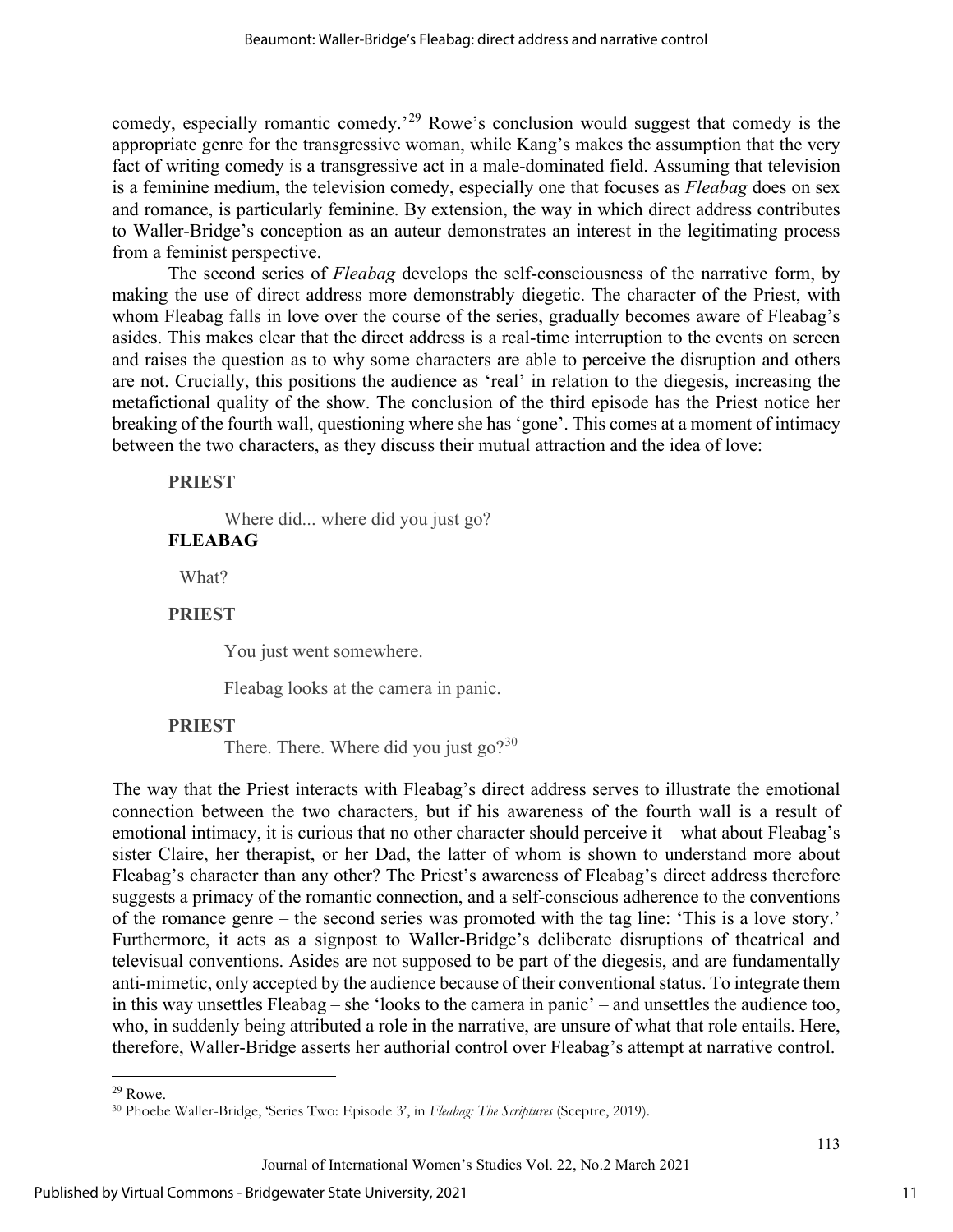comedy, especially romantic comedy.'[29] Rowe's conclusion would suggest that comedy is the appropriate genre for the transgressive woman, while Kang's makes the assumption that the very fact of writing comedy is a transgressive act in a male-dominated field. Assuming that television is a feminine medium, the television comedy, especially one that focuses as *Fleabag* does on sex and romance, is particularly feminine. By extension, the way in which direct address contributes to Waller-Bridge's conception as an auteur demonstrates an interest in the legitimating process from a feminist perspective.

The second series of *Fleabag* develops the self-consciousness of the narrative form, by making the use of direct address more demonstrably diegetic. The character of the Priest, with whom Fleabag falls in love over the course of the series, gradually becomes aware of Fleabag's asides. This makes clear that the direct address is a real-time interruption to the events on screen and raises the question as to why some characters are able to perceive the disruption and others are not. Crucially, this positions the audience as 'real' in relation to the diegesis, increasing the metafictional quality of the show. The conclusion of the third episode has the Priest notice her breaking of the fourth wall, questioning where she has 'gone'. This comes at a moment of intimacy between the two characters, as they discuss their mutual attraction and the idea of love:

**PRIEST**

Where did... where did you just go?

**FLEABAG**

What?

**PRIEST**

You just went somewhere.

Fleabag looks at the camera in panic.

**PRIEST**

There. There. Where did you just go?[30]

The way that the Priest interacts with Fleabag's direct address serves to illustrate the emotional connection between the two characters, but if his awareness of the fourth wall is a result of emotional intimacy, it is curious that no other character should perceive it – what about Fleabag's sister Claire, her therapist, or her Dad, the latter of whom is shown to understand more about Fleabag's character than any other? The Priest's awareness of Fleabag's direct address therefore suggests a primacy of the romantic connection, and a self-conscious adherence to the conventions of the romance genre – the second series was promoted with the tag line: 'This is a love story.' Furthermore, it acts as a signpost to Waller-Bridge's deliberate disruptions of theatrical and televisual conventions. Asides are not supposed to be part of the diegesis, and are fundamentally anti-mimetic, only accepted by the audience because of their conventional status. To integrate them in this way unsettles Fleabag – she 'looks to the camera in panic' – and unsettles the audience too, who, in suddenly being attributed a role in the narrative, are unsure of what that role entails. Here, therefore, Waller-Bridge asserts her authorial control over Fleabag's attempt at narrative control.

---

[29] Rowe.

[30] Phoebe Waller-Bridge, 'Series Two: Episode 3', in *Fleabag: The Scriptures* (Sceptre, 2019).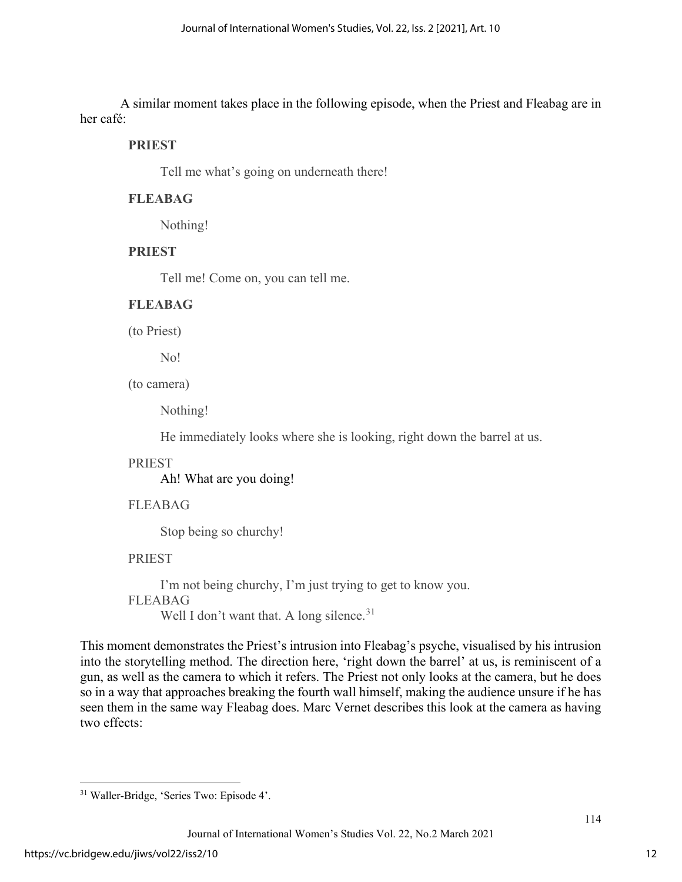A similar moment takes place in the following episode, when the Priest and Fleabag are in her café:

**PRIEST**

Tell me what's going on underneath there!

**FLEABAG**

Nothing!

**PRIEST**

Tell me! Come on, you can tell me.

**FLEABAG**

(to Priest)

No!

(to camera)

Nothing!

He immediately looks where she is looking, right down the barrel at us.

PRIEST

Ah! What are you doing!

FLEABAG

Stop being so churchy!

PRIEST

I'm not being churchy, I'm just trying to get to know you.

FLEABAG

Well I don't want that. A long silence.[31]

This moment demonstrates the Priest's intrusion into Fleabag's psyche, visualised by his intrusion into the storytelling method. The direction here, 'right down the barrel' at us, is reminiscent of a gun, as well as the camera to which it refers. The Priest not only looks at the camera, but he does so in a way that approaches breaking the fourth wall himself, making the audience unsure if he has seen them in the same way Fleabag does. Marc Vernet describes this look at the camera as having two effects:

---

[31] Waller-Bridge, 'Series Two: Episode 4'.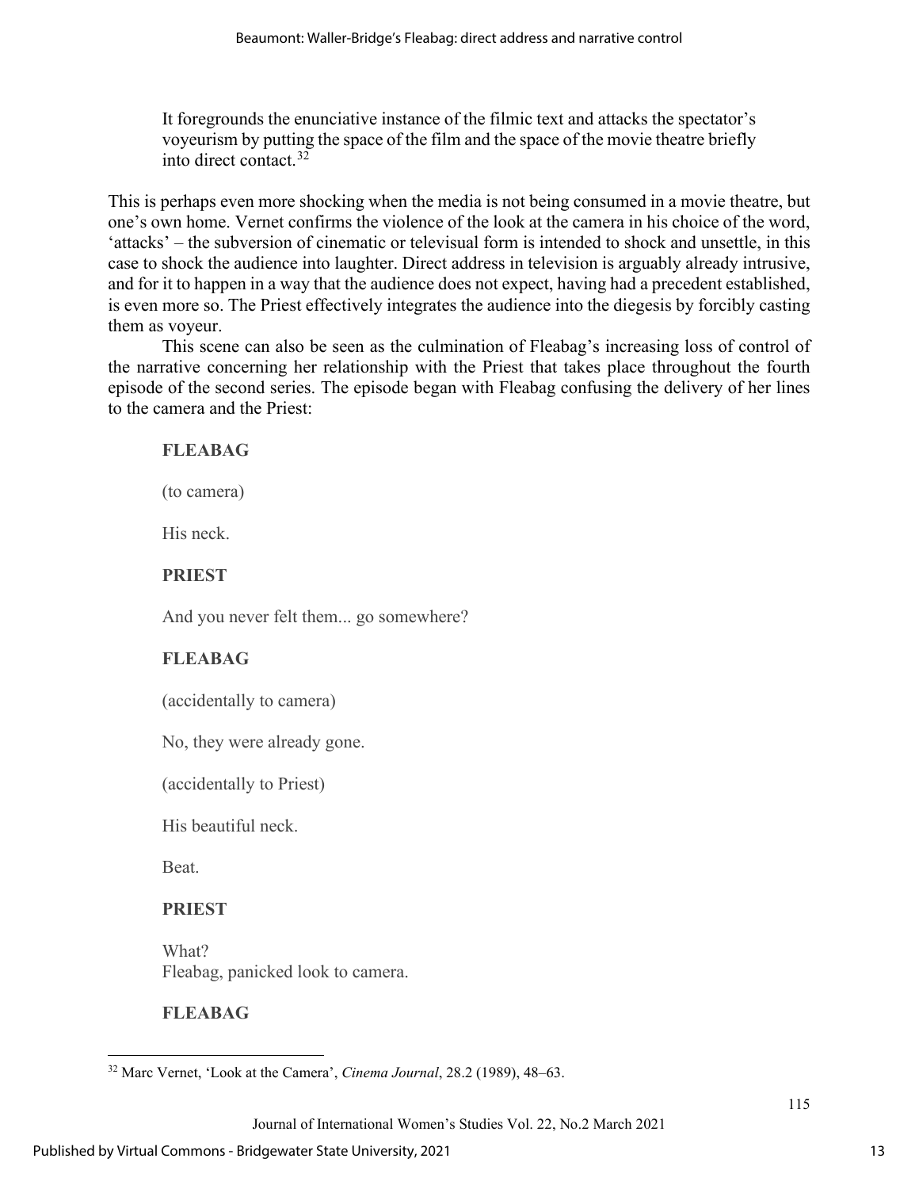> It foregrounds the enunciative instance of the filmic text and attacks the spectator's voyeurism by putting the space of the film and the space of the movie theatre briefly into direct contact.[32]

This is perhaps even more shocking when the media is not being consumed in a movie theatre, but one's own home. Vernet confirms the violence of the look at the camera in his choice of the word, 'attacks' – the subversion of cinematic or televisual form is intended to shock and unsettle, in this case to shock the audience into laughter. Direct address in television is arguably already intrusive, and for it to happen in a way that the audience does not expect, having had a precedent established, is even more so. The Priest effectively integrates the audience into the diegesis by forcibly casting them as voyeur.

This scene can also be seen as the culmination of Fleabag's increasing loss of control of the narrative concerning her relationship with the Priest that takes place throughout the fourth episode of the second series. The episode began with Fleabag confusing the delivery of her lines to the camera and the Priest:

> **FLEABAG**
>
> (to camera)
>
> His neck.
>
> **PRIEST**
>
> And you never felt them... go somewhere?
>
> **FLEABAG**
>
> (accidentally to camera)
>
> No, they were already gone.
>
> (accidentally to Priest)
>
> His beautiful neck.
>
> Beat.
>
> **PRIEST**
>
> What?
> Fleabag, panicked look to camera.
>
> **FLEABAG**

[32] Marc Vernet, 'Look at the Camera', *Cinema Journal*, 28.2 (1989), 48–63.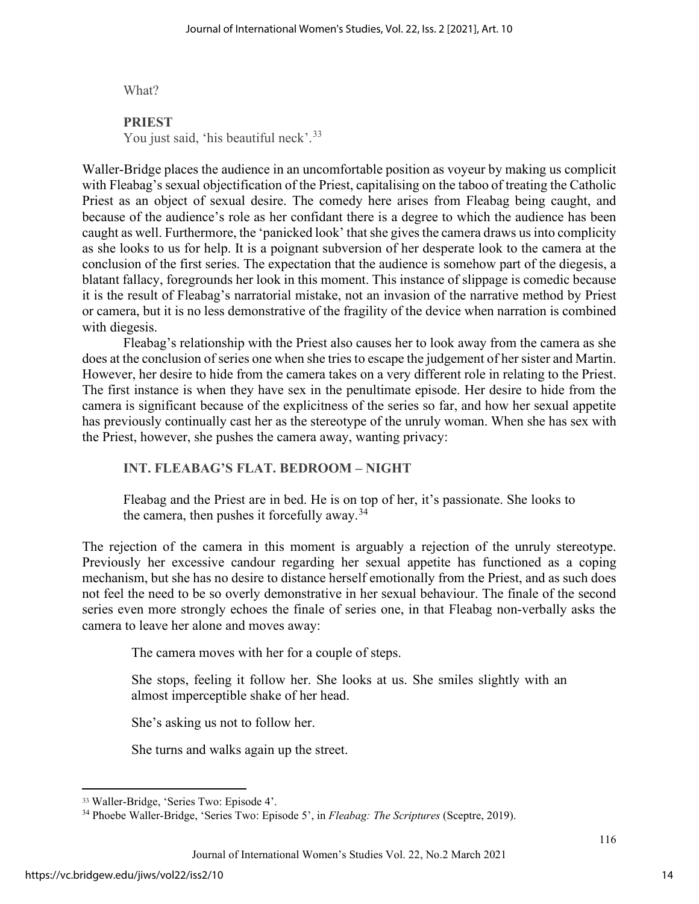What?

**PRIEST**
You just said, 'his beautiful neck'.[33]

Waller-Bridge places the audience in an uncomfortable position as voyeur by making us complicit with Fleabag's sexual objectification of the Priest, capitalising on the taboo of treating the Catholic Priest as an object of sexual desire. The comedy here arises from Fleabag being caught, and because of the audience's role as her confidant there is a degree to which the audience has been caught as well. Furthermore, the 'panicked look' that she gives the camera draws us into complicity as she looks to us for help. It is a poignant subversion of her desperate look to the camera at the conclusion of the first series. The expectation that the audience is somehow part of the diegesis, a blatant fallacy, foregrounds her look in this moment. This instance of slippage is comedic because it is the result of Fleabag's narratorial mistake, not an invasion of the narrative method by Priest or camera, but it is no less demonstrative of the fragility of the device when narration is combined with diegesis.

Fleabag's relationship with the Priest also causes her to look away from the camera as she does at the conclusion of series one when she tries to escape the judgement of her sister and Martin. However, her desire to hide from the camera takes on a very different role in relating to the Priest. The first instance is when they have sex in the penultimate episode. Her desire to hide from the camera is significant because of the explicitness of the series so far, and how her sexual appetite has previously continually cast her as the stereotype of the unruly woman. When she has sex with the Priest, however, she pushes the camera away, wanting privacy:

**INT. FLEABAG'S FLAT. BEDROOM – NIGHT**

Fleabag and the Priest are in bed. He is on top of her, it's passionate. She looks to the camera, then pushes it forcefully away.[34]

The rejection of the camera in this moment is arguably a rejection of the unruly stereotype. Previously her excessive candour regarding her sexual appetite has functioned as a coping mechanism, but she has no desire to distance herself emotionally from the Priest, and as such does not feel the need to be so overly demonstrative in her sexual behaviour. The finale of the second series even more strongly echoes the finale of series one, in that Fleabag non-verbally asks the camera to leave her alone and moves away:

The camera moves with her for a couple of steps.

She stops, feeling it follow her. She looks at us. She smiles slightly with an almost imperceptible shake of her head.

She's asking us not to follow her.

She turns and walks again up the street.

---

[33] Waller-Bridge, 'Series Two: Episode 4'.

[34] Phoebe Waller-Bridge, 'Series Two: Episode 5', in *Fleabag: The Scriptures* (Sceptre, 2019).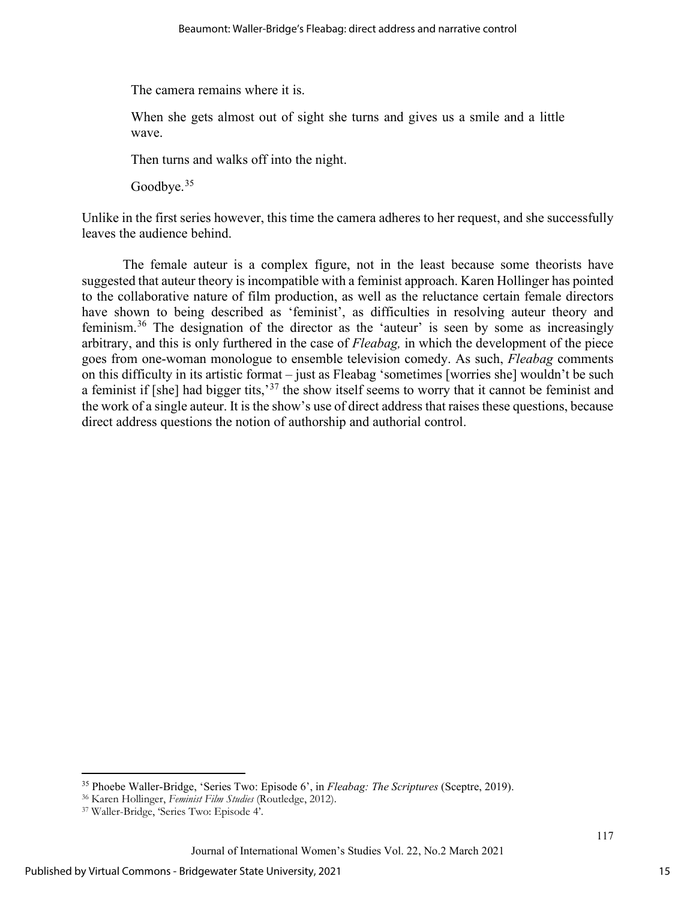> The camera remains where it is.
>
> When she gets almost out of sight she turns and gives us a smile and a little wave.
>
> Then turns and walks off into the night.
>
> Goodbye.[35]

Unlike in the first series however, this time the camera adheres to her request, and she successfully leaves the audience behind.

The female auteur is a complex figure, not in the least because some theorists have suggested that auteur theory is incompatible with a feminist approach. Karen Hollinger has pointed to the collaborative nature of film production, as well as the reluctance certain female directors have shown to being described as 'feminist', as difficulties in resolving auteur theory and feminism.[36] The designation of the director as the 'auteur' is seen by some as increasingly arbitrary, and this is only furthered in the case of *Fleabag,* in which the development of the piece goes from one-woman monologue to ensemble television comedy. As such, *Fleabag* comments on this difficulty in its artistic format – just as Fleabag 'sometimes [worries she] wouldn't be such a feminist if [she] had bigger tits,'[37] the show itself seems to worry that it cannot be feminist and the work of a single auteur. It is the show's use of direct address that raises these questions, because direct address questions the notion of authorship and authorial control.

---

[35] Phoebe Waller-Bridge, 'Series Two: Episode 6', in *Fleabag: The Scriptures* (Sceptre, 2019).

[36] Karen Hollinger, *Feminist Film Studies* (Routledge, 2012).

[37] Waller-Bridge, 'Series Two: Episode 4'.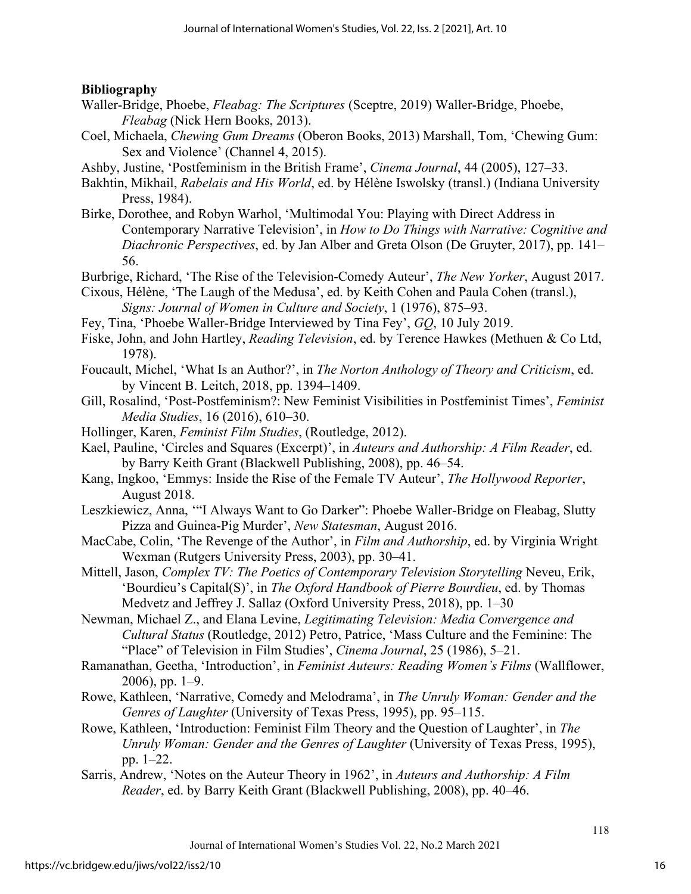**Bibliography**

Waller-Bridge, Phoebe, *Fleabag: The Scriptures* (Sceptre, 2019) Waller-Bridge, Phoebe, *Fleabag* (Nick Hern Books, 2013).

Coel, Michaela, *Chewing Gum Dreams* (Oberon Books, 2013) Marshall, Tom, 'Chewing Gum: Sex and Violence' (Channel 4, 2015).

Ashby, Justine, 'Postfeminism in the British Frame', *Cinema Journal*, 44 (2005), 127–33.

Bakhtin, Mikhail, *Rabelais and His World*, ed. by Hélène Iswolsky (transl.) (Indiana University Press, 1984).

Birke, Dorothee, and Robyn Warhol, 'Multimodal You: Playing with Direct Address in Contemporary Narrative Television', in *How to Do Things with Narrative: Cognitive and Diachronic Perspectives*, ed. by Jan Alber and Greta Olson (De Gruyter, 2017), pp. 141–56.

Burbrige, Richard, 'The Rise of the Television-Comedy Auteur', *The New Yorker*, August 2017.

Cixous, Hélène, 'The Laugh of the Medusa', ed. by Keith Cohen and Paula Cohen (transl.), *Signs: Journal of Women in Culture and Society*, 1 (1976), 875–93.

Fey, Tina, 'Phoebe Waller-Bridge Interviewed by Tina Fey', *GQ*, 10 July 2019.

Fiske, John, and John Hartley, *Reading Television*, ed. by Terence Hawkes (Methuen & Co Ltd, 1978).

Foucault, Michel, 'What Is an Author?', in *The Norton Anthology of Theory and Criticism*, ed. by Vincent B. Leitch, 2018, pp. 1394–1409.

Gill, Rosalind, 'Post-Postfeminism?: New Feminist Visibilities in Postfeminist Times', *Feminist Media Studies*, 16 (2016), 610–30.

Hollinger, Karen, *Feminist Film Studies*, (Routledge, 2012).

Kael, Pauline, 'Circles and Squares (Excerpt)', in *Auteurs and Authorship: A Film Reader*, ed. by Barry Keith Grant (Blackwell Publishing, 2008), pp. 46–54.

Kang, Ingkoo, 'Emmys: Inside the Rise of the Female TV Auteur', *The Hollywood Reporter*, August 2018.

Leszkiewicz, Anna, '"I Always Want to Go Darker": Phoebe Waller-Bridge on Fleabag, Slutty Pizza and Guinea-Pig Murder', *New Statesman*, August 2016.

MacCabe, Colin, 'The Revenge of the Author', in *Film and Authorship*, ed. by Virginia Wright Wexman (Rutgers University Press, 2003), pp. 30–41.

Mittell, Jason, *Complex TV: The Poetics of Contemporary Television Storytelling* Neveu, Erik, 'Bourdieu's Capital(S)', in *The Oxford Handbook of Pierre Bourdieu*, ed. by Thomas Medvetz and Jeffrey J. Sallaz (Oxford University Press, 2018), pp. 1–30

Newman, Michael Z., and Elana Levine, *Legitimating Television: Media Convergence and Cultural Status* (Routledge, 2012) Petro, Patrice, 'Mass Culture and the Feminine: The "Place" of Television in Film Studies', *Cinema Journal*, 25 (1986), 5–21.

Ramanathan, Geetha, 'Introduction', in *Feminist Auteurs: Reading Women's Films* (Wallflower, 2006), pp. 1–9.

Rowe, Kathleen, 'Narrative, Comedy and Melodrama', in *The Unruly Woman: Gender and the Genres of Laughter* (University of Texas Press, 1995), pp. 95–115.

Rowe, Kathleen, 'Introduction: Feminist Film Theory and the Question of Laughter', in *The Unruly Woman: Gender and the Genres of Laughter* (University of Texas Press, 1995), pp. 1–22.

Sarris, Andrew, 'Notes on the Auteur Theory in 1962', in *Auteurs and Authorship: A Film Reader*, ed. by Barry Keith Grant (Blackwell Publishing, 2008), pp. 40–46.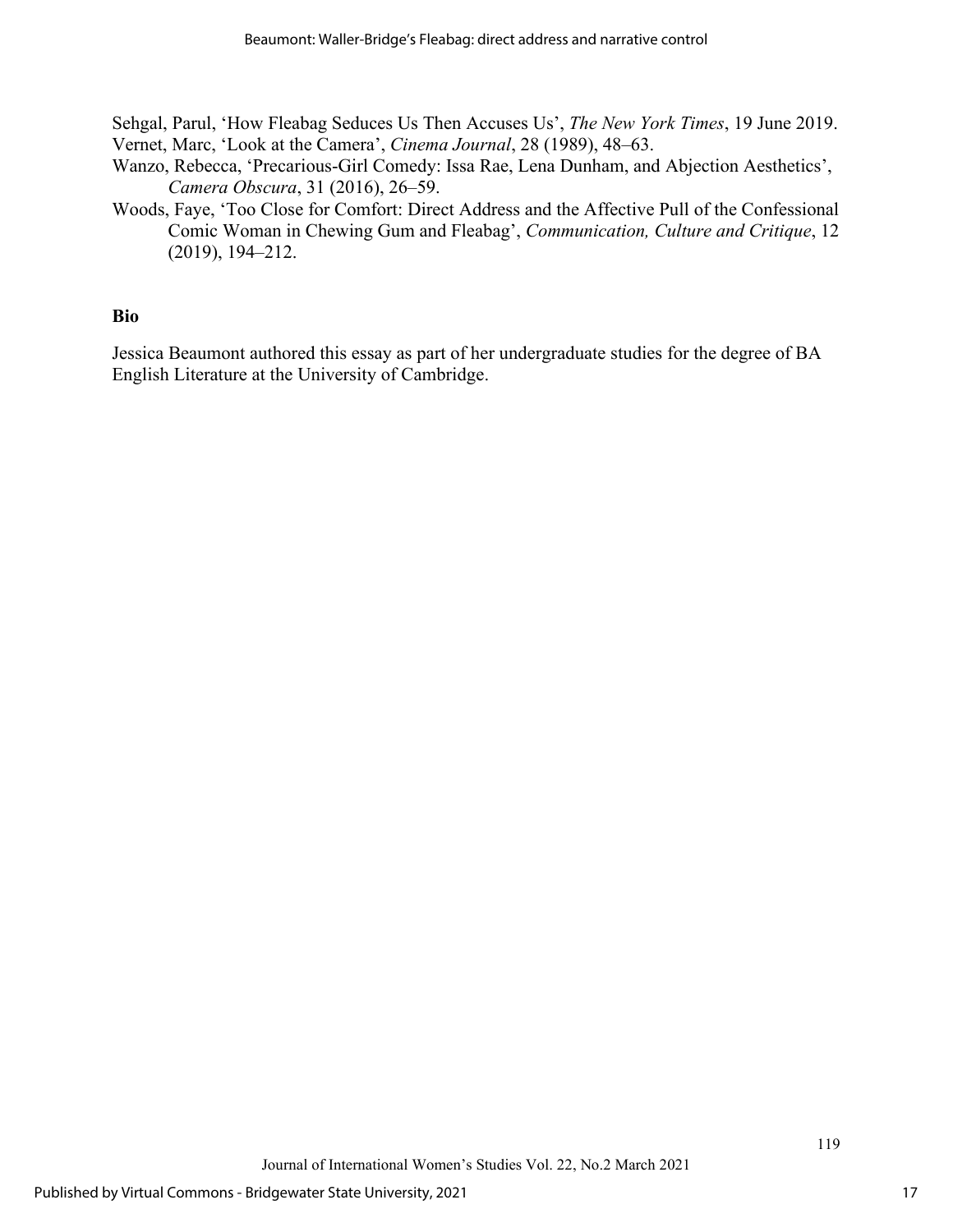Sehgal, Parul, 'How Fleabag Seduces Us Then Accuses Us', *The New York Times*, 19 June 2019.

Vernet, Marc, 'Look at the Camera', *Cinema Journal*, 28 (1989), 48–63.

Wanzo, Rebecca, 'Precarious-Girl Comedy: Issa Rae, Lena Dunham, and Abjection Aesthetics', *Camera Obscura*, 31 (2016), 26–59.

Woods, Faye, 'Too Close for Comfort: Direct Address and the Affective Pull of the Confessional Comic Woman in Chewing Gum and Fleabag', *Communication, Culture and Critique*, 12 (2019), 194–212.

**Bio**

Jessica Beaumont authored this essay as part of her undergraduate studies for the degree of BA English Literature at the University of Cambridge.